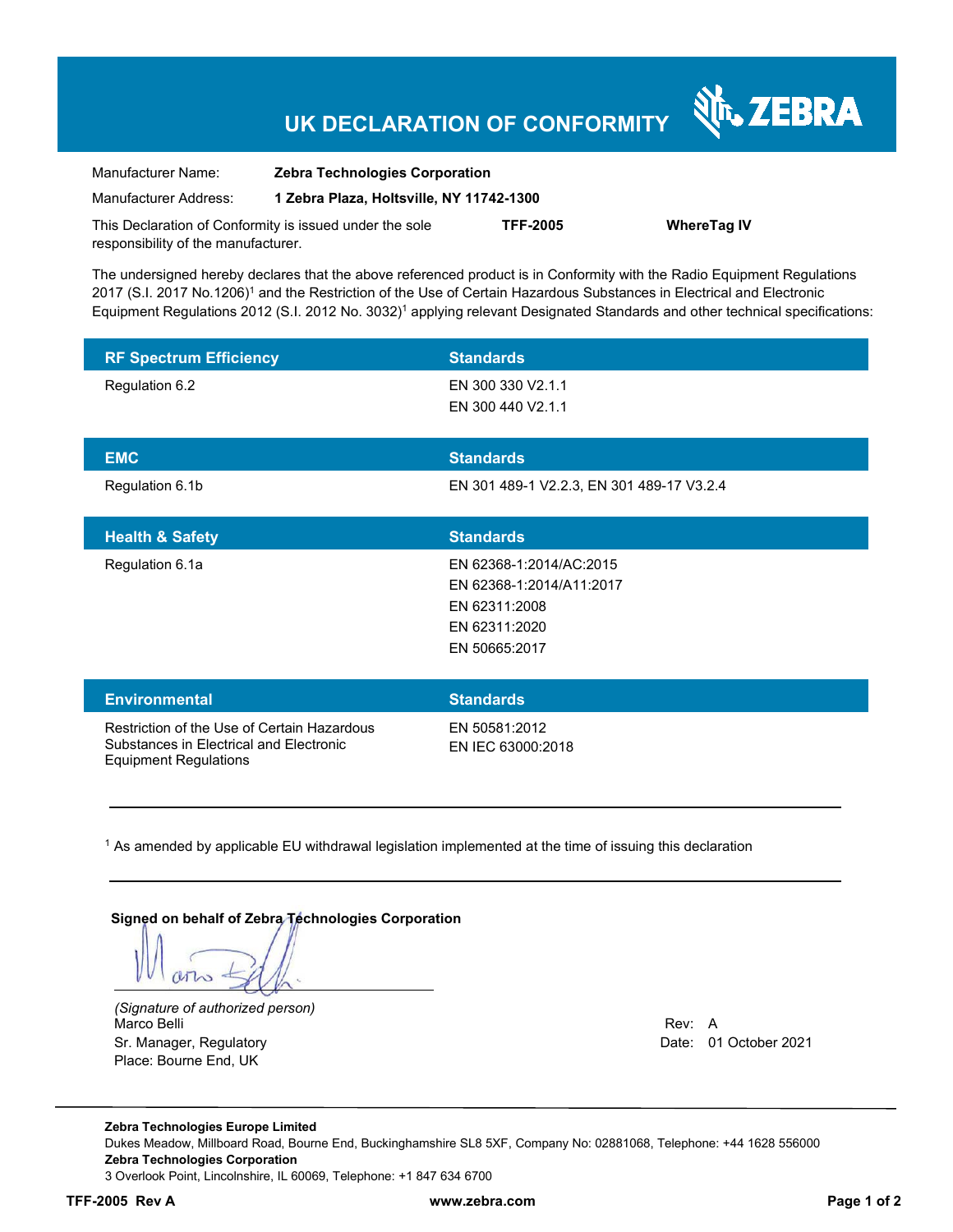# UK DECLARATION OF CONFORMITY

| | |
|---|---|
| Manufacturer Name: | **Zebra Technologies Corporation** |
| Manufacturer Address: | **1 Zebra Plaza, Holtsville, NY 11742-1300** |

This Declaration of Conformity is issued under the sole responsibility of the manufacturer. **TFF-2005** **WhereTag IV**

The undersigned hereby declares that the above referenced product is in Conformity with the Radio Equipment Regulations 2017 (S.I. 2017 No.1206)[1] and the Restriction of the Use of Certain Hazardous Substances in Electrical and Electronic Equipment Regulations 2012 (S.I. 2012 No. 3032)[1] applying relevant Designated Standards and other technical specifications:

| RF Spectrum Efficiency | Standards |
|---|---|
| Regulation 6.2 | EN 300 330 V2.1.1<br>EN 300 440 V2.1.1 |

| EMC | Standards |
|---|---|
| Regulation 6.1b | EN 301 489-1 V2.2.3, EN 301 489-17 V3.2.4 |

| Health & Safety | Standards |
|---|---|
| Regulation 6.1a | EN 62368-1:2014/AC:2015<br>EN 62368-1:2014/A11:2017<br>EN 62311:2008<br>EN 62311:2020<br>EN 50665:2017 |

| Environmental | Standards |
|---|---|
| Restriction of the Use of Certain Hazardous Substances in Electrical and Electronic Equipment Regulations | EN 50581:2012<br>EN IEC 63000:2018 |

---

[1] As amended by applicable EU withdrawal legislation implemented at the time of issuing this declaration

---

**Signed on behalf of Zebra Technologies Corporation**

*(Signature of authorized person)*
Marco Belli
Sr. Manager, Regulatory
Place: Bourne End, UK

Rev: A
Date: 01 October 2021

**Zebra Technologies Europe Limited**
Dukes Meadow, Millboard Road, Bourne End, Buckinghamshire SL8 5XF, Company No: 02881068, Telephone: +44 1628 556000
**Zebra Technologies Corporation**
3 Overlook Point, Lincolnshire, IL 60069, Telephone: +1 847 634 6700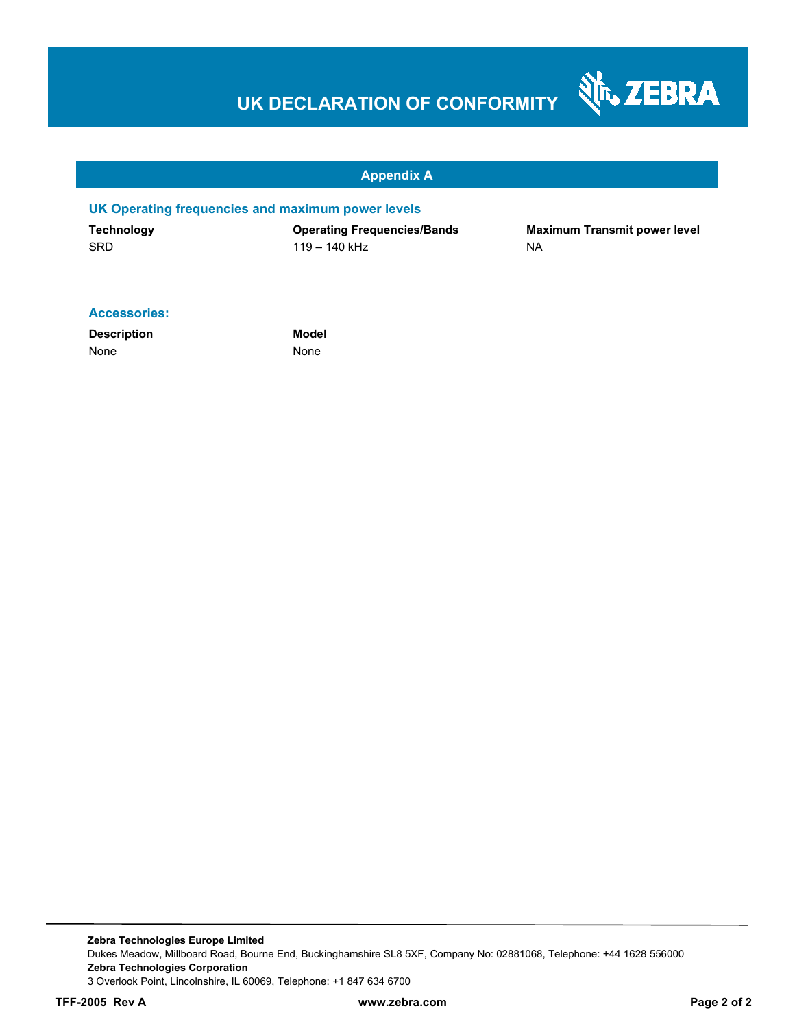# UK DECLARATION OF CONFORMITY

## Appendix A

### UK Operating frequencies and maximum power levels

| Technology | Operating Frequencies/Bands | Maximum Transmit power level |
|---|---|---|
| SRD | 119 – 140 kHz | NA |

### Accessories:

| Description | Model |
|---|---|
| None | None |

**Zebra Technologies Europe Limited**
Dukes Meadow, Millboard Road, Bourne End, Buckinghamshire SL8 5XF, Company No: 02881068, Telephone: +44 1628 556000
**Zebra Technologies Corporation**
3 Overlook Point, Lincolnshire, IL 60069, Telephone: +1 847 634 6700

**TFF-2005 Rev A** **www.zebra.com**